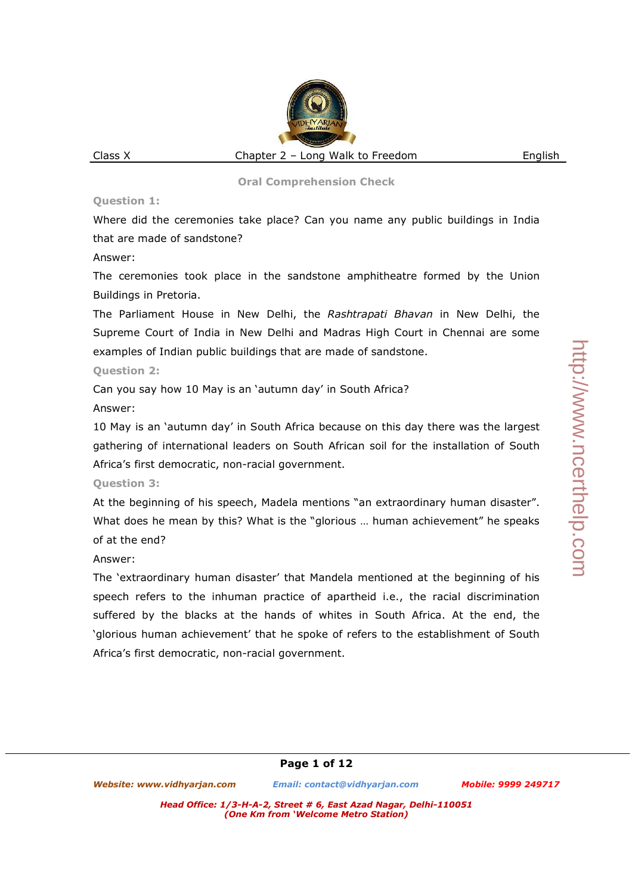## Oral Comprehension Check

**Question 1:**

Where did the ceremonies take place? Can you name any public buildings in India that are made of sandstone?

Answer:

The ceremonies took place in the sandstone amphitheatre formed by the Union Buildings in Pretoria.

The Parliament House in New Delhi, the *Rashtrapati Bhavan* in New Delhi, the Supreme Court of India in New Delhi and Madras High Court in Chennai are some examples of Indian public buildings that are made of sandstone.

**Question 2:**

Can you say how 10 May is an 'autumn day' in South Africa?

Answer:

10 May is an 'autumn day' in South Africa because on this day there was the largest gathering of international leaders on South African soil for the installation of South Africa's first democratic, non-racial government.

**Question 3:**

At the beginning of his speech, Madela mentions "an extraordinary human disaster". What does he mean by this? What is the "glorious … human achievement" he speaks of at the end?

Answer:

The 'extraordinary human disaster' that Mandela mentioned at the beginning of his speech refers to the inhuman practice of apartheid i.e., the racial discrimination suffered by the blacks at the hands of whites in South Africa. At the end, the 'glorious human achievement' that he spoke of refers to the establishment of South Africa's first democratic, non-racial government.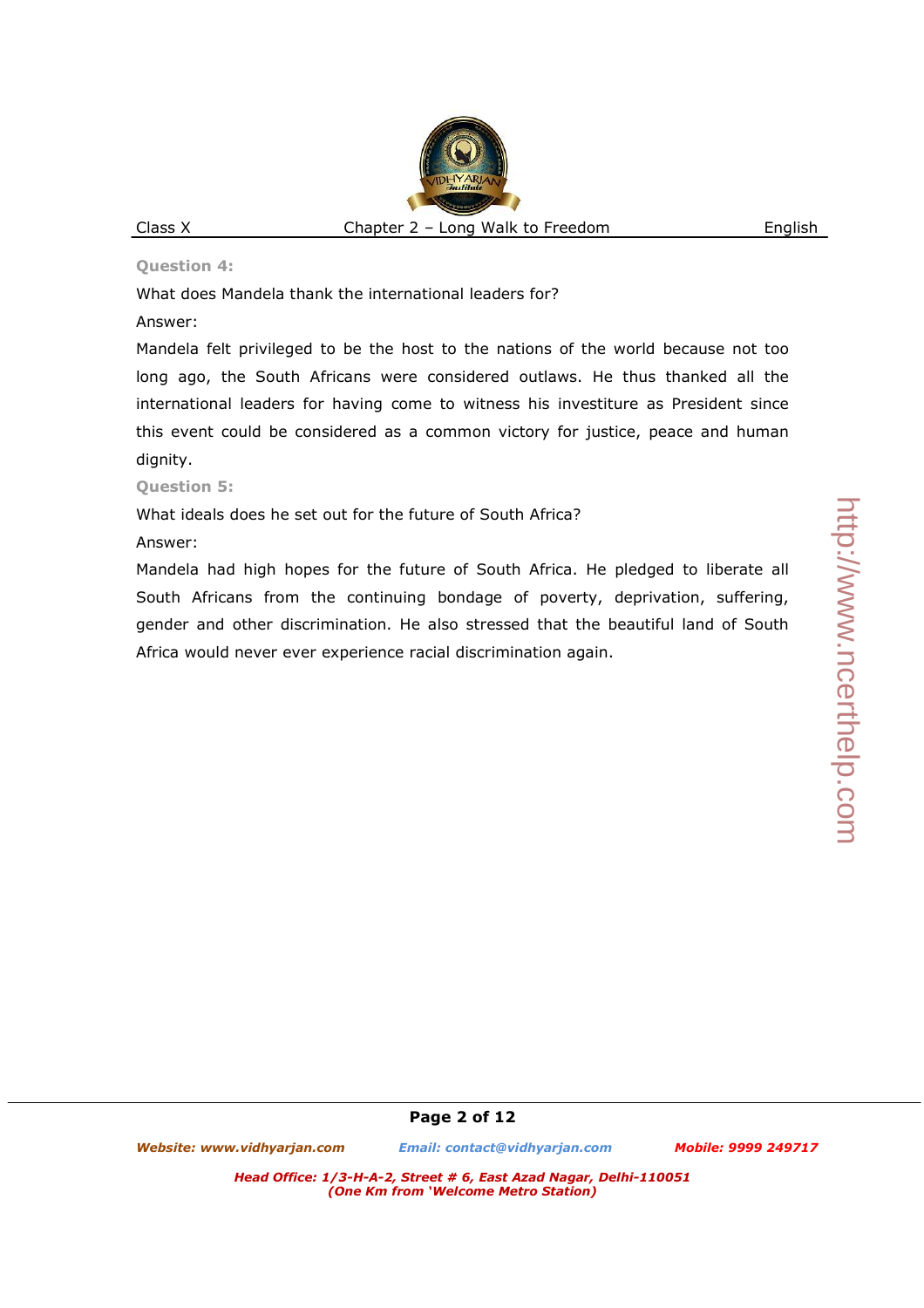**Question 4:**

What does Mandela thank the international leaders for?

Answer:

Mandela felt privileged to be the host to the nations of the world because not too long ago, the South Africans were considered outlaws. He thus thanked all the international leaders for having come to witness his investiture as President since this event could be considered as a common victory for justice, peace and human dignity.

**Question 5:**

What ideals does he set out for the future of South Africa?

Answer:

Mandela had high hopes for the future of South Africa. He pledged to liberate all South Africans from the continuing bondage of poverty, deprivation, suffering, gender and other discrimination. He also stressed that the beautiful land of South Africa would never ever experience racial discrimination again.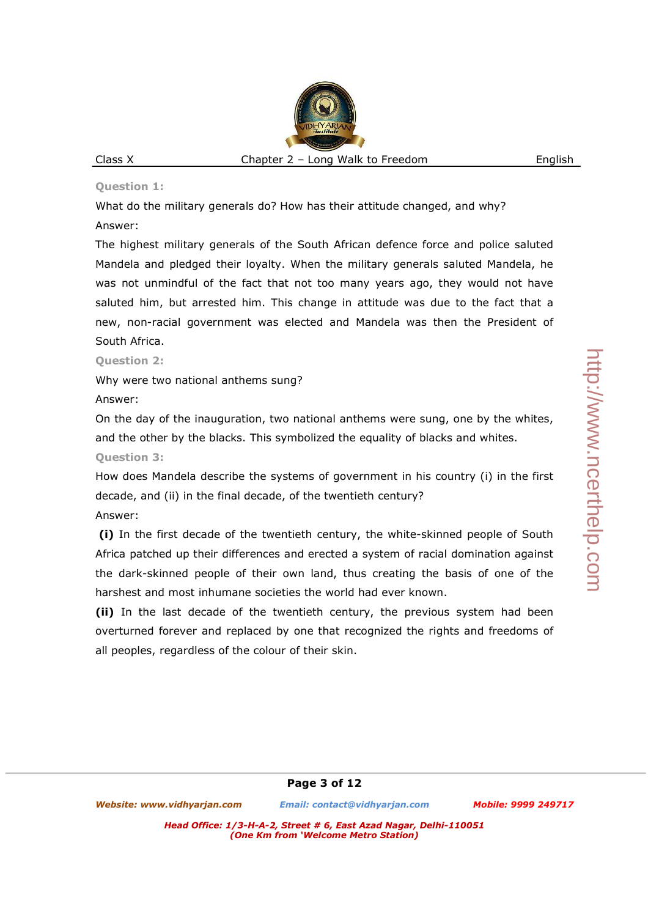**Question 1:**

What do the military generals do? How has their attitude changed, and why?

Answer:

The highest military generals of the South African defence force and police saluted Mandela and pledged their loyalty. When the military generals saluted Mandela, he was not unmindful of the fact that not too many years ago, they would not have saluted him, but arrested him. This change in attitude was due to the fact that a new, non-racial government was elected and Mandela was then the President of South Africa.

**Question 2:**

Why were two national anthems sung?

Answer:

On the day of the inauguration, two national anthems were sung, one by the whites, and the other by the blacks. This symbolized the equality of blacks and whites.

**Question 3:**

How does Mandela describe the systems of government in his country (i) in the first decade, and (ii) in the final decade, of the twentieth century?

Answer:

**(i)** In the first decade of the twentieth century, the white-skinned people of South Africa patched up their differences and erected a system of racial domination against the dark-skinned people of their own land, thus creating the basis of one of the harshest and most inhumane societies the world had ever known.

**(ii)** In the last decade of the twentieth century, the previous system had been overturned forever and replaced by one that recognized the rights and freedoms of all peoples, regardless of the colour of their skin.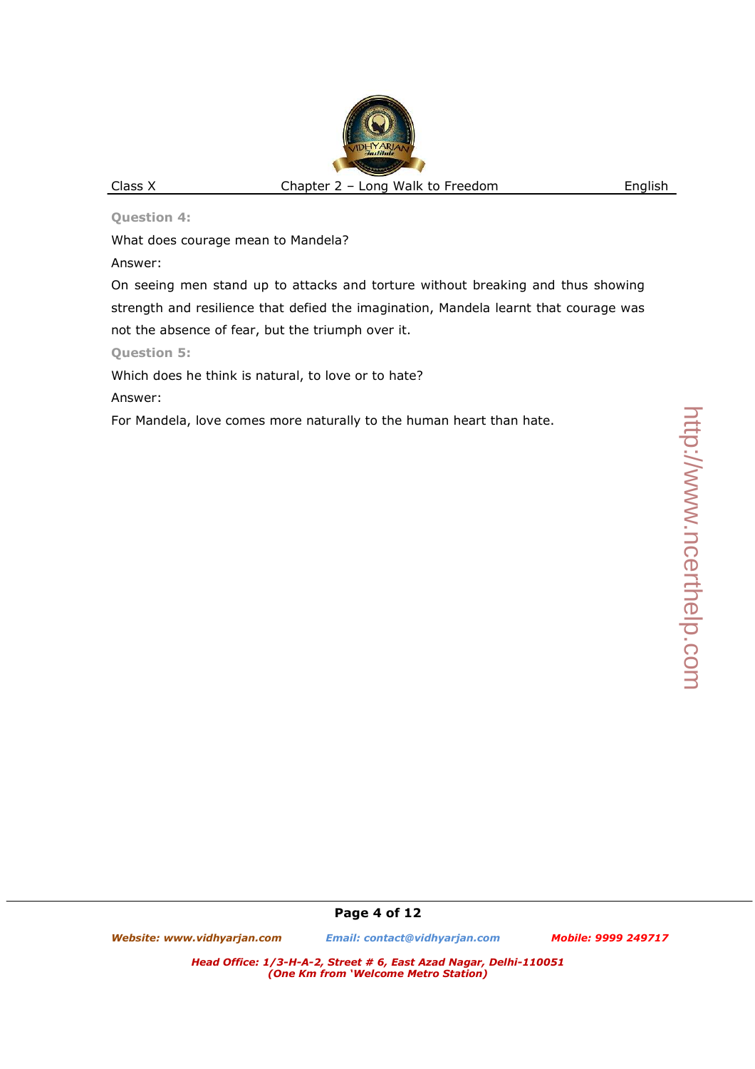**Question 4:**

What does courage mean to Mandela?

Answer:

On seeing men stand up to attacks and torture without breaking and thus showing strength and resilience that defied the imagination, Mandela learnt that courage was not the absence of fear, but the triumph over it.

**Question 5:**

Which does he think is natural, to love or to hate?

Answer:

For Mandela, love comes more naturally to the human heart than hate.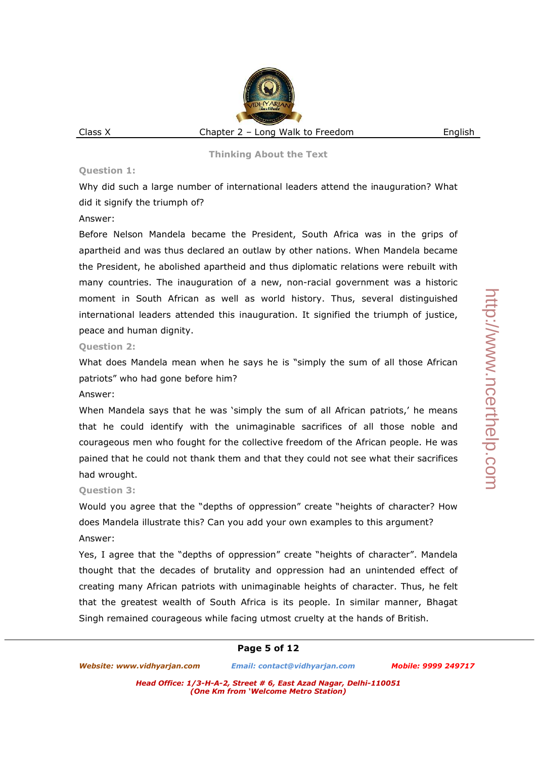## Thinking About the Text

**Question 1:**

Why did such a large number of international leaders attend the inauguration? What did it signify the triumph of?

Answer:

Before Nelson Mandela became the President, South Africa was in the grips of apartheid and was thus declared an outlaw by other nations. When Mandela became the President, he abolished apartheid and thus diplomatic relations were rebuilt with many countries. The inauguration of a new, non-racial government was a historic moment in South African as well as world history. Thus, several distinguished international leaders attended this inauguration. It signified the triumph of justice, peace and human dignity.

**Question 2:**

What does Mandela mean when he says he is "simply the sum of all those African patriots" who had gone before him?

Answer:

When Mandela says that he was 'simply the sum of all African patriots,' he means that he could identify with the unimaginable sacrifices of all those noble and courageous men who fought for the collective freedom of the African people. He was pained that he could not thank them and that they could not see what their sacrifices had wrought.

**Question 3:**

Would you agree that the "depths of oppression" create "heights of character? How does Mandela illustrate this? Can you add your own examples to this argument?

Answer:

Yes, I agree that the "depths of oppression" create "heights of character". Mandela thought that the decades of brutality and oppression had an unintended effect of creating many African patriots with unimaginable heights of character. Thus, he felt that the greatest wealth of South Africa is its people. In similar manner, Bhagat Singh remained courageous while facing utmost cruelty at the hands of British.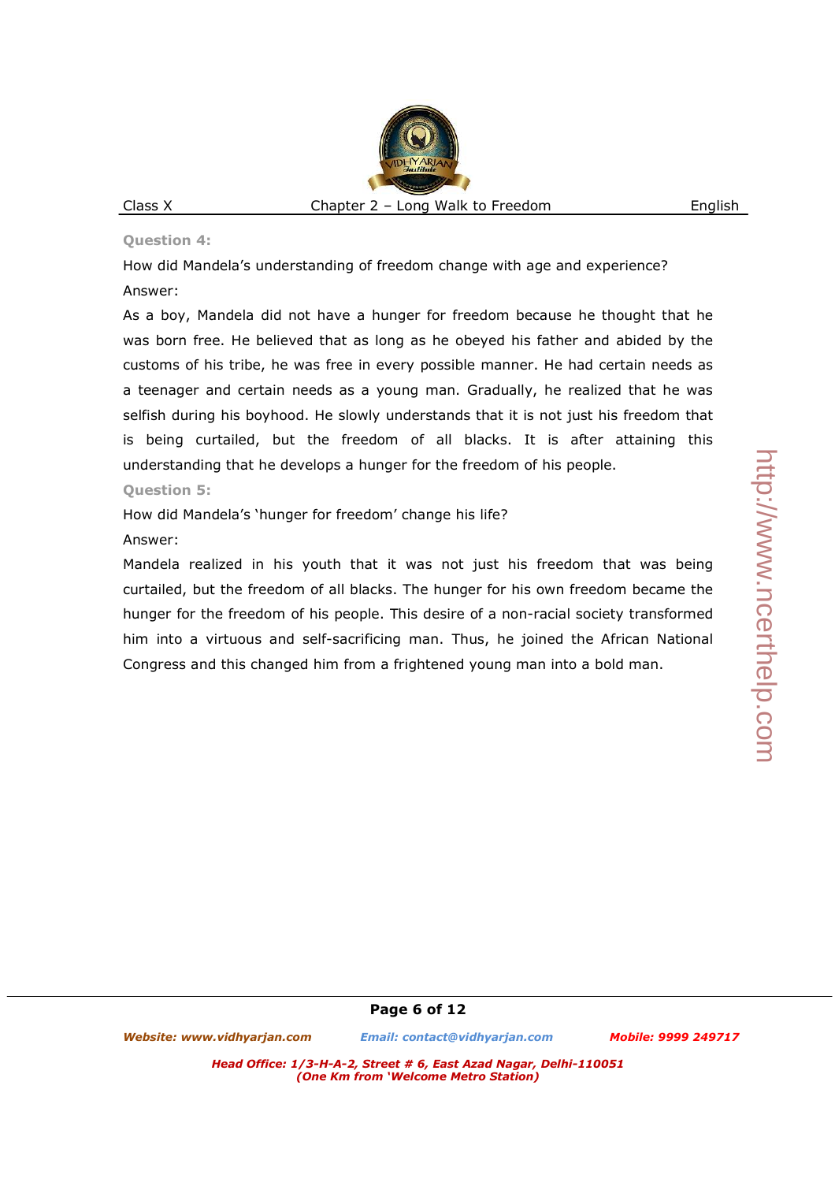**Question 4:**

How did Mandela's understanding of freedom change with age and experience?

Answer:

As a boy, Mandela did not have a hunger for freedom because he thought that he was born free. He believed that as long as he obeyed his father and abided by the customs of his tribe, he was free in every possible manner. He had certain needs as a teenager and certain needs as a young man. Gradually, he realized that he was selfish during his boyhood. He slowly understands that it is not just his freedom that is being curtailed, but the freedom of all blacks. It is after attaining this understanding that he develops a hunger for the freedom of his people.

**Question 5:**

How did Mandela's 'hunger for freedom' change his life?

Answer:

Mandela realized in his youth that it was not just his freedom that was being curtailed, but the freedom of all blacks. The hunger for his own freedom became the hunger for the freedom of his people. This desire of a non-racial society transformed him into a virtuous and self-sacrificing man. Thus, he joined the African National Congress and this changed him from a frightened young man into a bold man.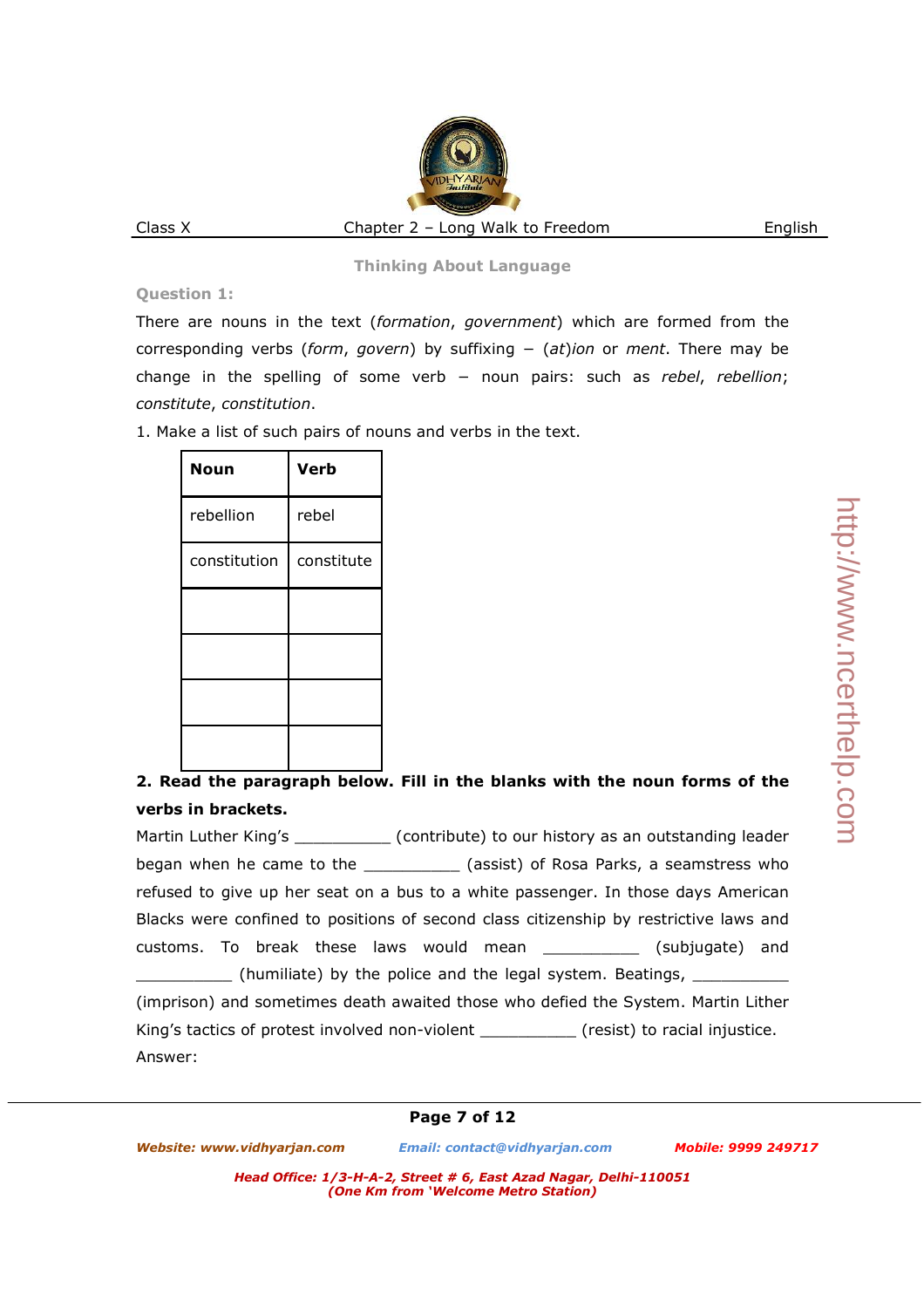### Thinking About Language

**Question 1:**

There are nouns in the text (*formation*, *government*) which are formed from the corresponding verbs (*form*, *govern*) by suffixing – (*at*)*ion* or *ment*. There may be change in the spelling of some verb – noun pairs: such as *rebel*, *rebellion*; *constitute*, *constitution*.

1. Make a list of such pairs of nouns and verbs in the text.

| Noun | Verb |
|---|---|
| rebellion | rebel |
| constitution | constitute |
| | |
| | |
| | |
| | |

**2. Read the paragraph below. Fill in the blanks with the noun forms of the verbs in brackets.**

Martin Luther King's __________ (contribute) to our history as an outstanding leader began when he came to the __________ (assist) of Rosa Parks, a seamstress who refused to give up her seat on a bus to a white passenger. In those days American Blacks were confined to positions of second class citizenship by restrictive laws and customs. To break these laws would mean __________ (subjugate) and __________ (humiliate) by the police and the legal system. Beatings, __________ (imprison) and sometimes death awaited those who defied the System. Martin Lither King's tactics of protest involved non-violent __________ (resist) to racial injustice.

Answer: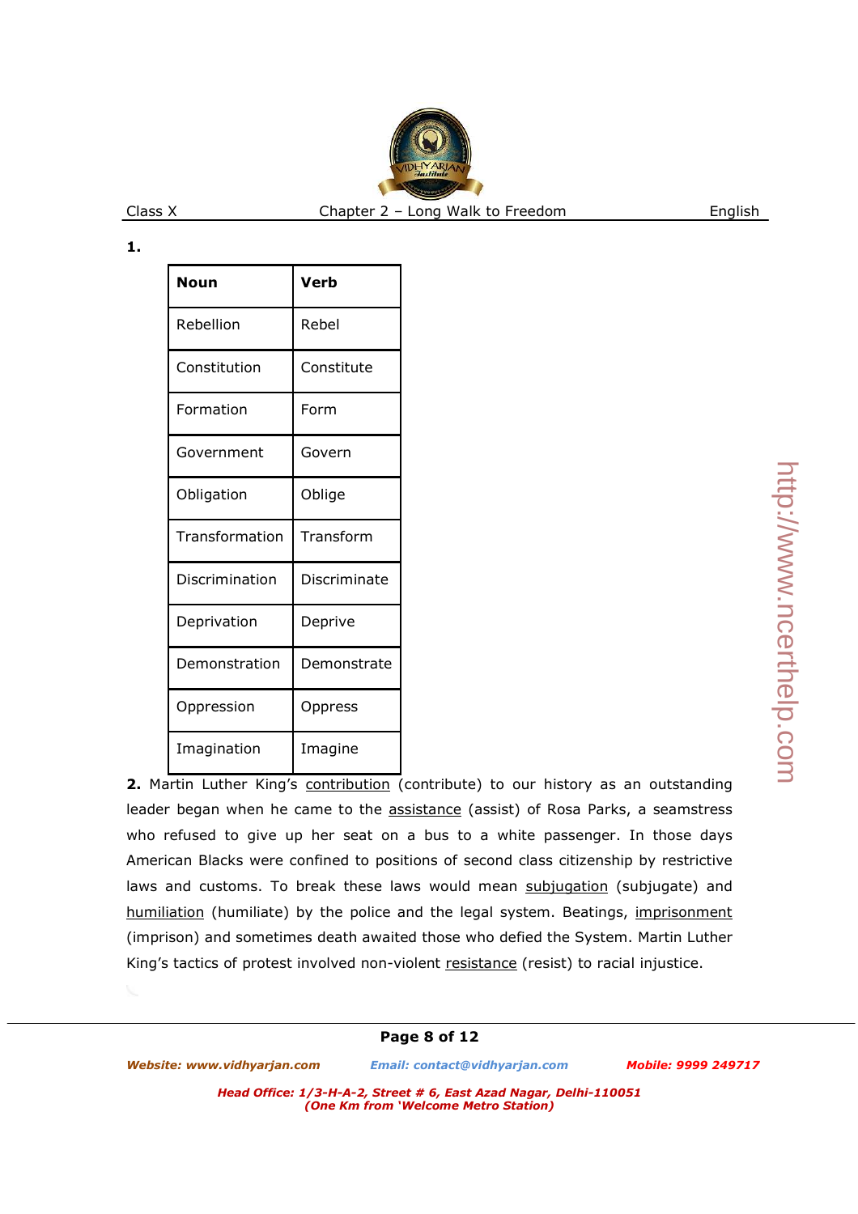**1.**

| **Noun** | **Verb** |
|---|---|
| Rebellion | Rebel |
| Constitution | Constitute |
| Formation | Form |
| Government | Govern |
| Obligation | Oblige |
| Transformation | Transform |
| Discrimination | Discriminate |
| Deprivation | Deprive |
| Demonstration | Demonstrate |
| Oppression | Oppress |
| Imagination | Imagine |

**2.** Martin Luther King's <u>contribution</u> (contribute) to our history as an outstanding leader began when he came to the <u>assistance</u> (assist) of Rosa Parks, a seamstress who refused to give up her seat on a bus to a white passenger. In those days American Blacks were confined to positions of second class citizenship by restrictive laws and customs. To break these laws would mean <u>subjugation</u> (subjugate) and <u>humiliation</u> (humiliate) by the police and the legal system. Beatings, <u>imprisonment</u> (imprison) and sometimes death awaited those who defied the System. Martin Luther King's tactics of protest involved non-violent <u>resistance</u> (resist) to racial injustice.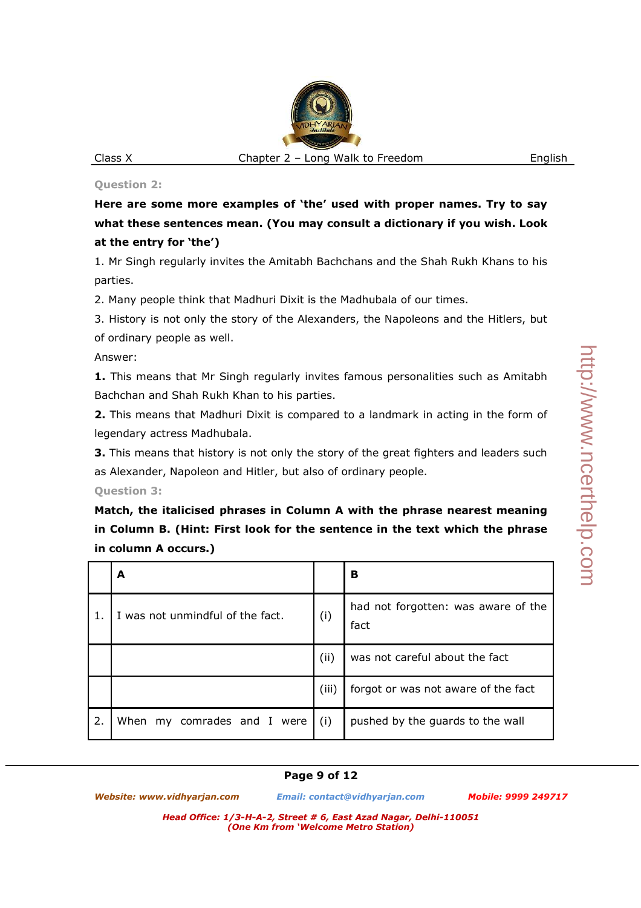**Question 2:**

**Here are some more examples of 'the' used with proper names. Try to say what these sentences mean. (You may consult a dictionary if you wish. Look at the entry for 'the')**

1. Mr Singh regularly invites the Amitabh Bachchans and the Shah Rukh Khans to his parties.

2. Many people think that Madhuri Dixit is the Madhubala of our times.

3. History is not only the story of the Alexanders, the Napoleons and the Hitlers, but of ordinary people as well.

Answer:

**1.** This means that Mr Singh regularly invites famous personalities such as Amitabh Bachchan and Shah Rukh Khan to his parties.

**2.** This means that Madhuri Dixit is compared to a landmark in acting in the form of legendary actress Madhubala.

**3.** This means that history is not only the story of the great fighters and leaders such as Alexander, Napoleon and Hitler, but also of ordinary people.

**Question 3:**

**Match, the italicised phrases in Column A with the phrase nearest meaning in Column B. (Hint: First look for the sentence in the text which the phrase in column A occurs.)**

| | A | | B |
|---|---|---|---|
| 1. | I was not unmindful of the fact. | (i) | had not forgotten: was aware of the fact |
| | | (ii) | was not careful about the fact |
| | | (iii) | forgot or was not aware of the fact |
| 2. | When my comrades and I were | (i) | pushed by the guards to the wall |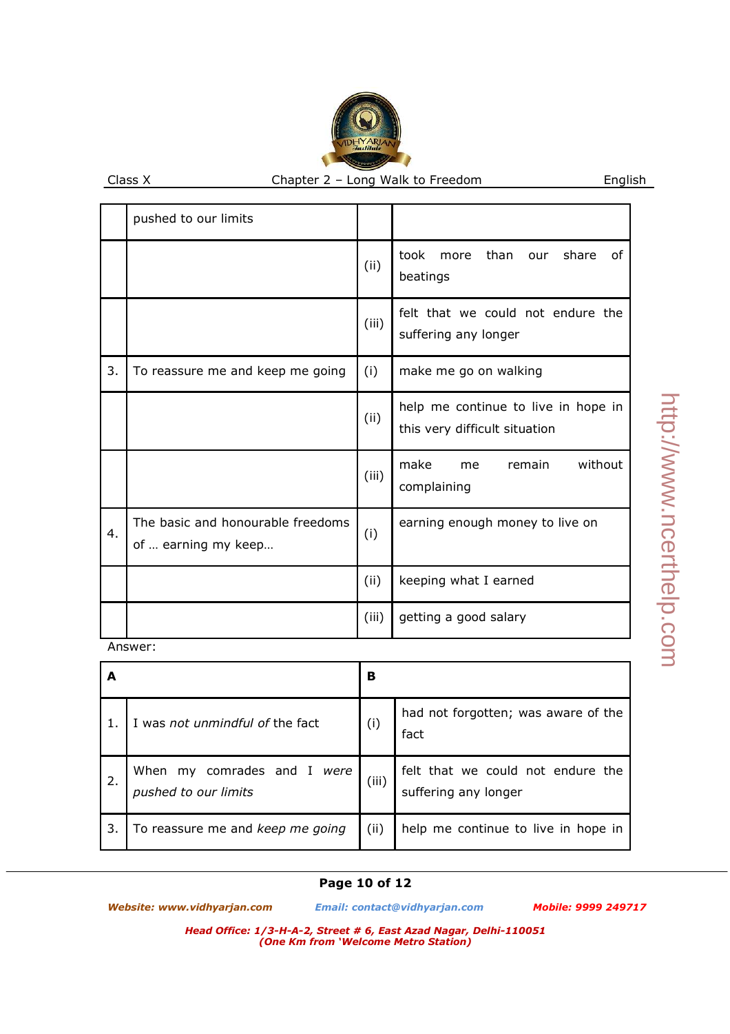|  | pushed to our limits |  |  |
|---|---|---|---|
|  |  | (ii) | took more than our share of beatings |
|  |  | (iii) | felt that we could not endure the suffering any longer |
| 3. | To reassure me and keep me going | (i) | make me go on walking |
|  |  | (ii) | help me continue to live in hope in this very difficult situation |
|  |  | (iii) | make me remain without complaining |
| 4. | The basic and honourable freedoms of … earning my keep… | (i) | earning enough money to live on |
|  |  | (ii) | keeping what I earned |
|  |  | (iii) | getting a good salary |

Answer:

| **A** |  | **B** |  |
|---|---|---|---|
| 1. | I was *not unmindful of* the fact | (i) | had not forgotten; was aware of the fact |
| 2. | When my comrades and I *were pushed to our limits* | (iii) | felt that we could not endure the suffering any longer |
| 3. | To reassure me and *keep me going* | (ii) | help me continue to live in hope in |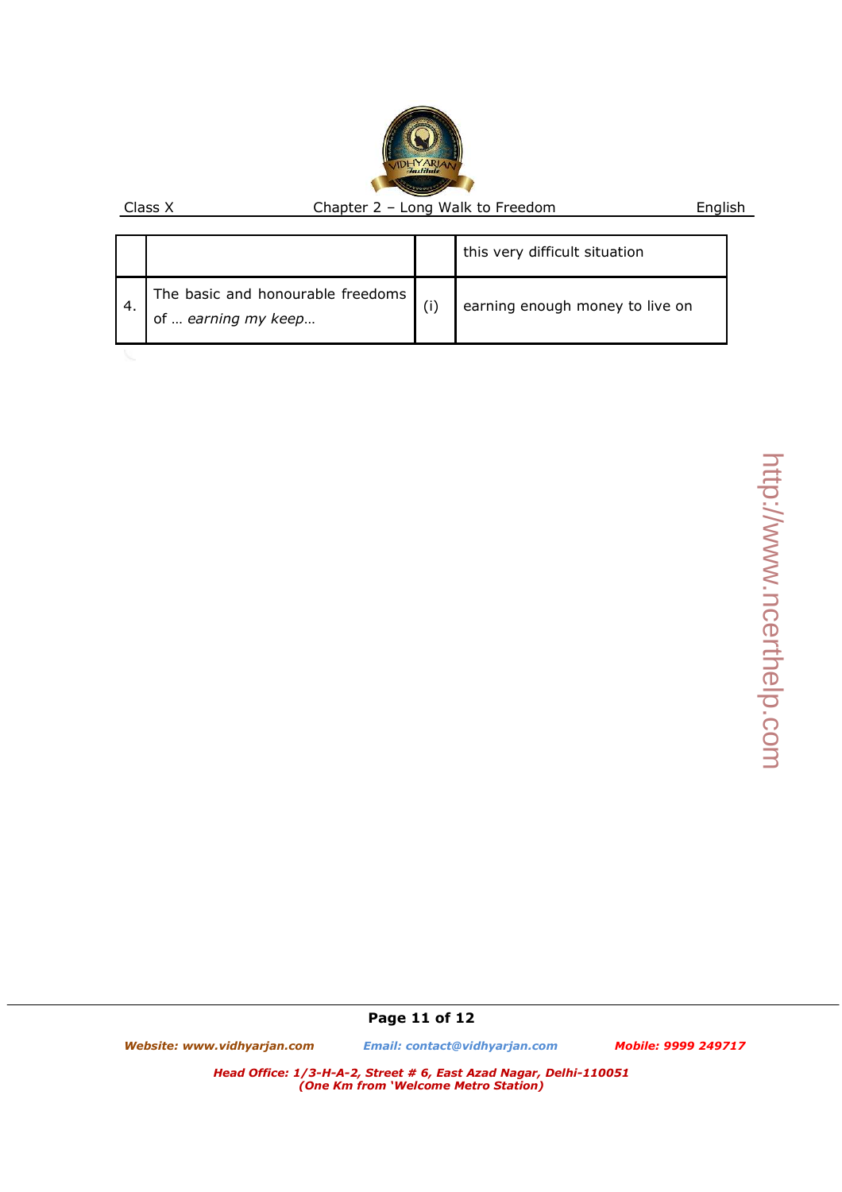| | | | |
|---|---|---|---|
| | | | this very difficult situation |
| 4. | The basic and honourable freedoms of … *earning my keep*… | (i) | earning enough money to live on |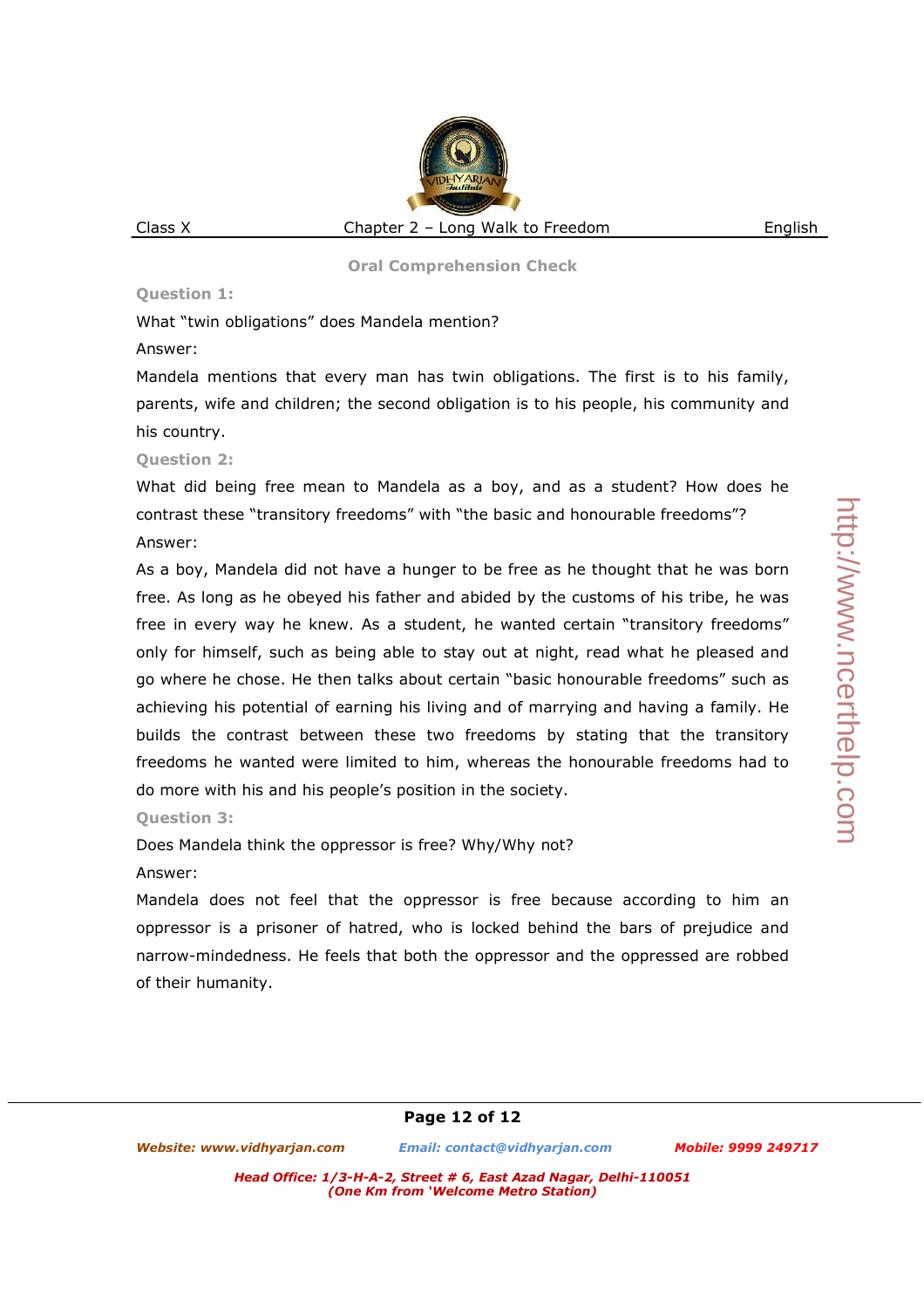## Oral Comprehension Check

**Question 1:**

What "twin obligations" does Mandela mention?

Answer:

Mandela mentions that every man has twin obligations. The first is to his family, parents, wife and children; the second obligation is to his people, his community and his country.

**Question 2:**

What did being free mean to Mandela as a boy, and as a student? How does he contrast these "transitory freedoms" with "the basic and honourable freedoms"?

Answer:

As a boy, Mandela did not have a hunger to be free as he thought that he was born free. As long as he obeyed his father and abided by the customs of his tribe, he was free in every way he knew. As a student, he wanted certain "transitory freedoms" only for himself, such as being able to stay out at night, read what he pleased and go where he chose. He then talks about certain "basic honourable freedoms" such as achieving his potential of earning his living and of marrying and having a family. He builds the contrast between these two freedoms by stating that the transitory freedoms he wanted were limited to him, whereas the honourable freedoms had to do more with his and his people's position in the society.

**Question 3:**

Does Mandela think the oppressor is free? Why/Why not?

Answer:

Mandela does not feel that the oppressor is free because according to him an oppressor is a prisoner of hatred, who is locked behind the bars of prejudice and narrow-mindedness. He feels that both the oppressor and the oppressed are robbed of their humanity.